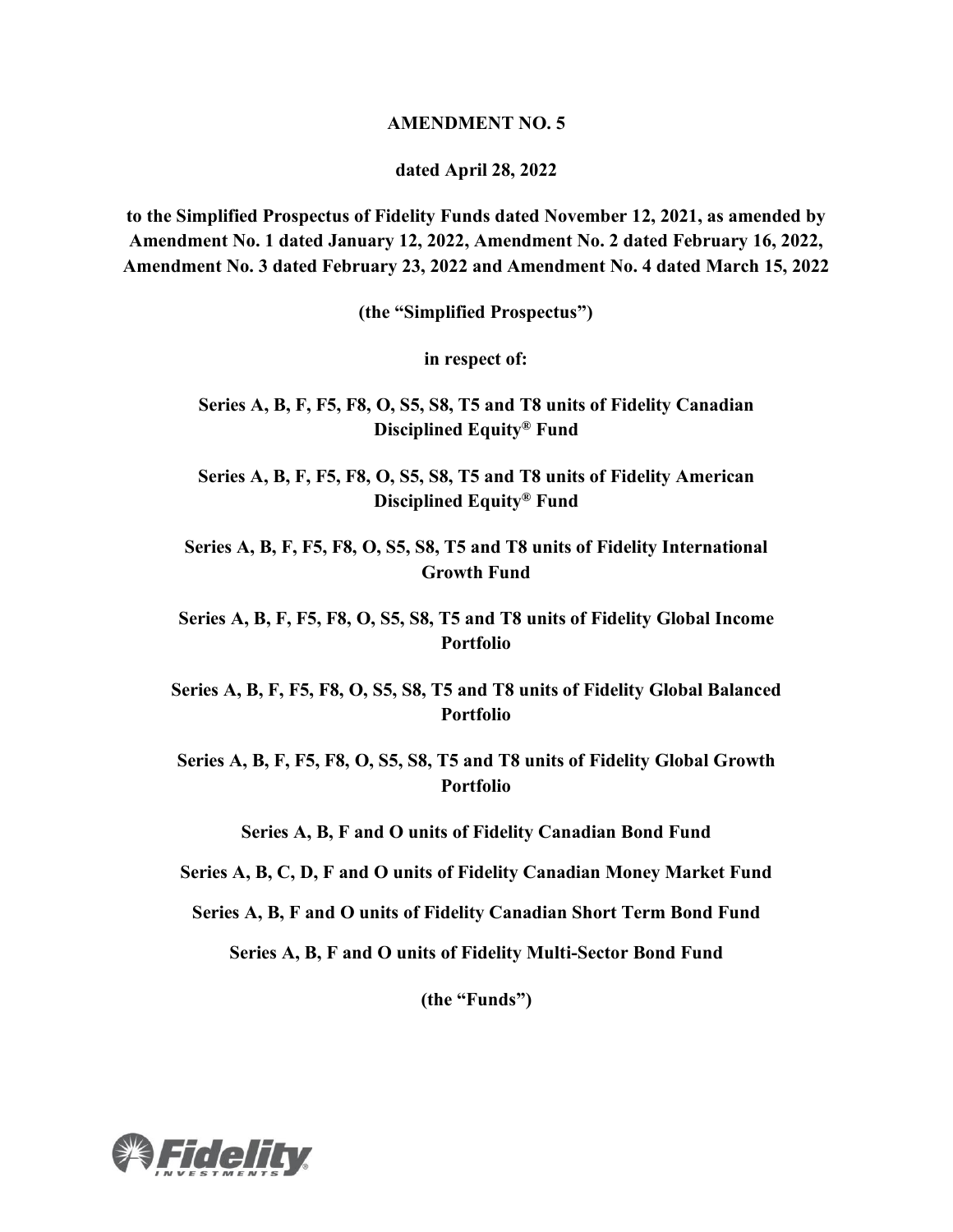**AMENDMENT NO. 5**

**dated April 28, 2022**

**to the Simplified Prospectus of Fidelity Funds dated November 12, 2021, as amended by Amendment No. 1 dated January 12, 2022, Amendment No. 2 dated February 16, 2022, Amendment No. 3 dated February 23, 2022 and Amendment No. 4 dated March 15, 2022**

**(the "Simplified Prospectus")**

**in respect of:**

**Series A, B, F, F5, F8, O, S5, S8, T5 and T8 units of Fidelity Canadian Disciplined Equity® Fund**

**Series A, B, F, F5, F8, O, S5, S8, T5 and T8 units of Fidelity American Disciplined Equity® Fund**

**Series A, B, F, F5, F8, O, S5, S8, T5 and T8 units of Fidelity International Growth Fund**

**Series A, B, F, F5, F8, O, S5, S8, T5 and T8 units of Fidelity Global Income Portfolio**

**Series A, B, F, F5, F8, O, S5, S8, T5 and T8 units of Fidelity Global Balanced Portfolio**

**Series A, B, F, F5, F8, O, S5, S8, T5 and T8 units of Fidelity Global Growth Portfolio**

**Series A, B, F and O units of Fidelity Canadian Bond Fund**

**Series A, B, C, D, F and O units of Fidelity Canadian Money Market Fund**

**Series A, B, F and O units of Fidelity Canadian Short Term Bond Fund**

**Series A, B, F and O units of Fidelity Multi-Sector Bond Fund**

**(the "Funds")**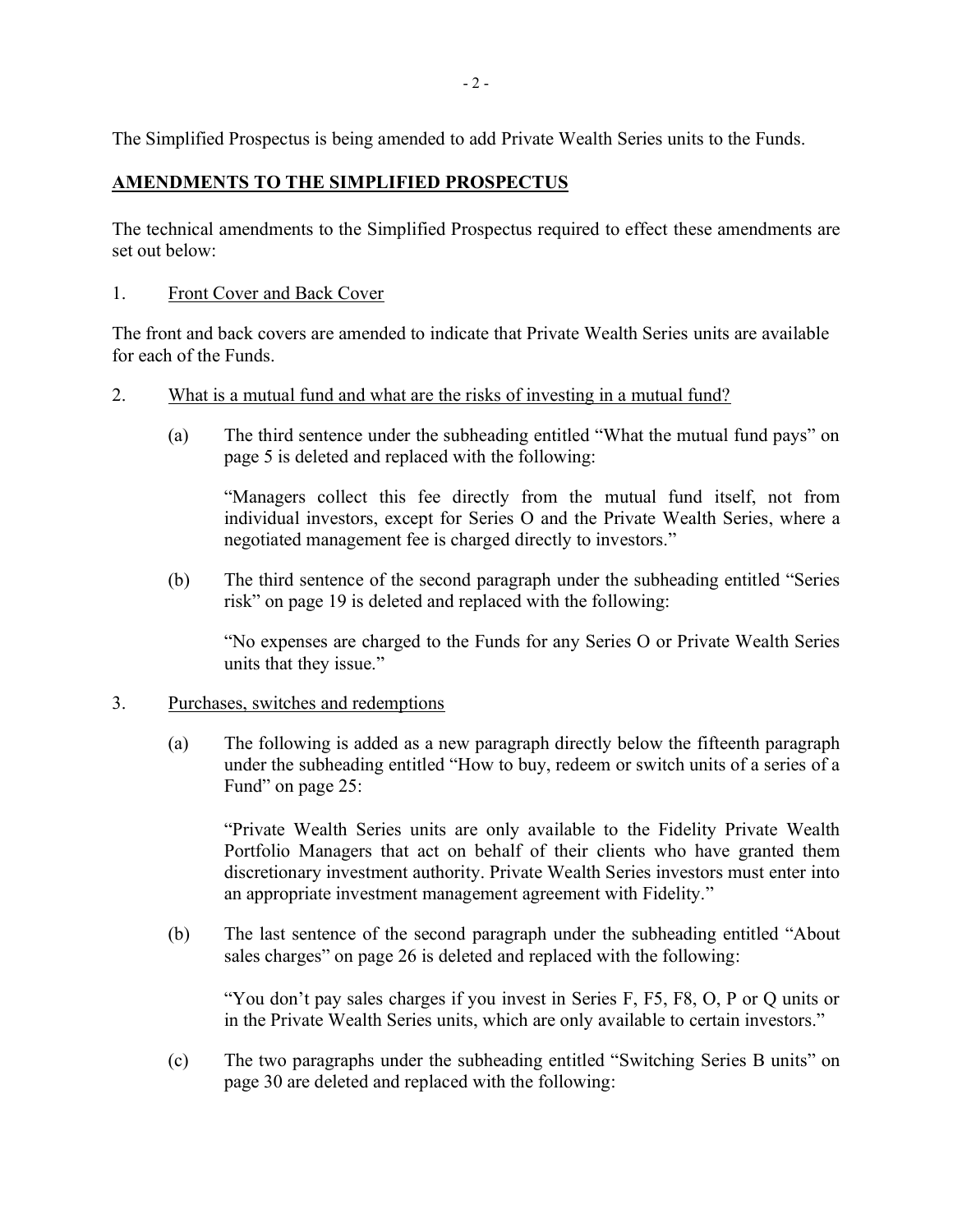The Simplified Prospectus is being amended to add Private Wealth Series units to the Funds.

## AMENDMENTS TO THE SIMPLIFIED PROSPECTUS

The technical amendments to the Simplified Prospectus required to effect these amendments are set out below:

1. Front Cover and Back Cover

The front and back covers are amended to indicate that Private Wealth Series units are available for each of the Funds.

2. What is a mutual fund and what are the risks of investing in a mutual fund?

   (a) The third sentence under the subheading entitled "What the mutual fund pays" on page 5 is deleted and replaced with the following:

   "Managers collect this fee directly from the mutual fund itself, not from individual investors, except for Series O and the Private Wealth Series, where a negotiated management fee is charged directly to investors."

   (b) The third sentence of the second paragraph under the subheading entitled "Series risk" on page 19 is deleted and replaced with the following:

   "No expenses are charged to the Funds for any Series O or Private Wealth Series units that they issue."

3. Purchases, switches and redemptions

   (a) The following is added as a new paragraph directly below the fifteenth paragraph under the subheading entitled "How to buy, redeem or switch units of a series of a Fund" on page 25:

   "Private Wealth Series units are only available to the Fidelity Private Wealth Portfolio Managers that act on behalf of their clients who have granted them discretionary investment authority. Private Wealth Series investors must enter into an appropriate investment management agreement with Fidelity."

   (b) The last sentence of the second paragraph under the subheading entitled "About sales charges" on page 26 is deleted and replaced with the following:

   "You don't pay sales charges if you invest in Series F, F5, F8, O, P or Q units or in the Private Wealth Series units, which are only available to certain investors."

   (c) The two paragraphs under the subheading entitled "Switching Series B units" on page 30 are deleted and replaced with the following: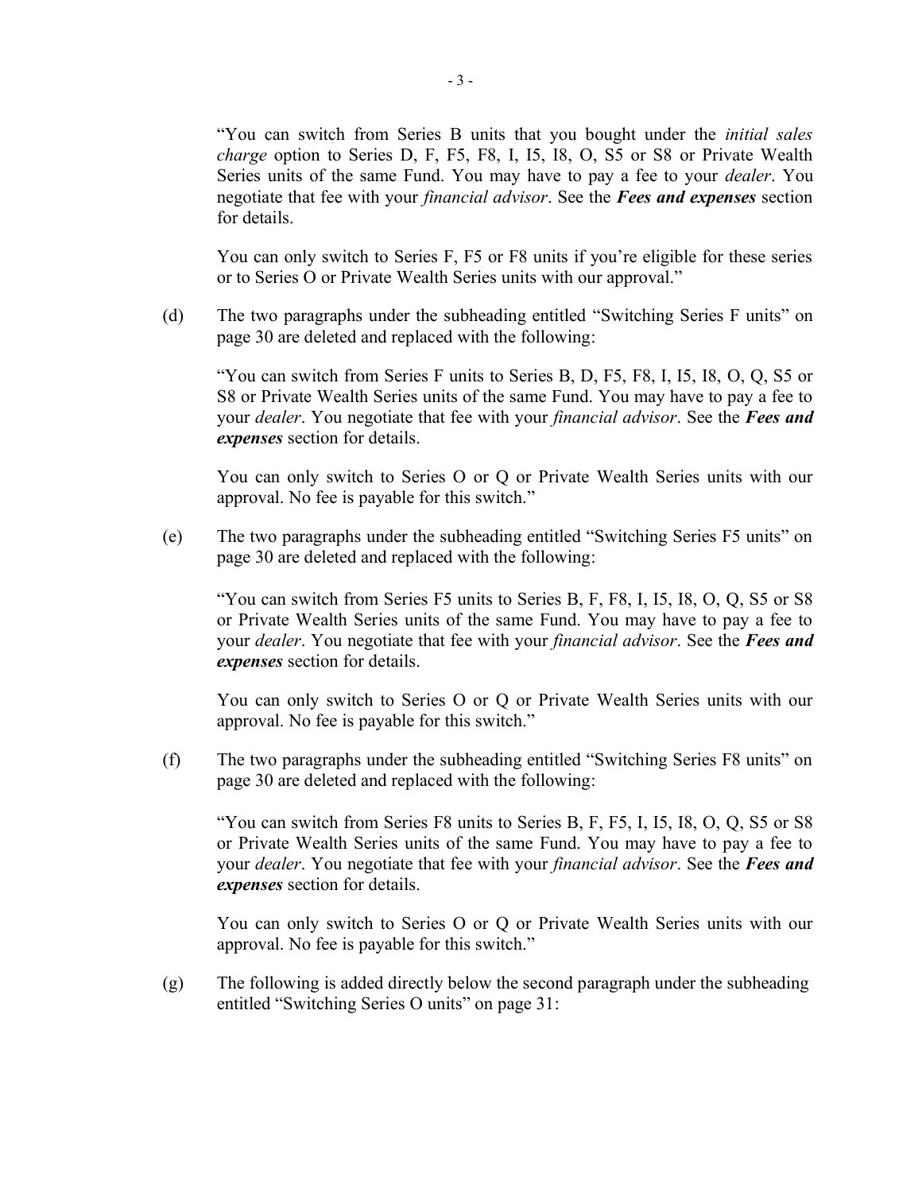"You can switch from Series B units that you bought under the *initial sales charge* option to Series D, F, F5, F8, I, I5, I8, O, S5 or S8 or Private Wealth Series units of the same Fund. You may have to pay a fee to your *dealer*. You negotiate that fee with your *financial advisor*. See the ***Fees and expenses*** section for details.

You can only switch to Series F, F5 or F8 units if you're eligible for these series or to Series O or Private Wealth Series units with our approval."

(d) The two paragraphs under the subheading entitled "Switching Series F units" on page 30 are deleted and replaced with the following:

"You can switch from Series F units to Series B, D, F5, F8, I, I5, I8, O, Q, S5 or S8 or Private Wealth Series units of the same Fund. You may have to pay a fee to your *dealer*. You negotiate that fee with your *financial advisor*. See the ***Fees and expenses*** section for details.

You can only switch to Series O or Q or Private Wealth Series units with our approval. No fee is payable for this switch."

(e) The two paragraphs under the subheading entitled "Switching Series F5 units" on page 30 are deleted and replaced with the following:

"You can switch from Series F5 units to Series B, F, F8, I, I5, I8, O, Q, S5 or S8 or Private Wealth Series units of the same Fund. You may have to pay a fee to your *dealer*. You negotiate that fee with your *financial advisor*. See the ***Fees and expenses*** section for details.

You can only switch to Series O or Q or Private Wealth Series units with our approval. No fee is payable for this switch."

(f) The two paragraphs under the subheading entitled "Switching Series F8 units" on page 30 are deleted and replaced with the following:

"You can switch from Series F8 units to Series B, F, F5, I, I5, I8, O, Q, S5 or S8 or Private Wealth Series units of the same Fund. You may have to pay a fee to your *dealer*. You negotiate that fee with your *financial advisor*. See the ***Fees and expenses*** section for details.

You can only switch to Series O or Q or Private Wealth Series units with our approval. No fee is payable for this switch."

(g) The following is added directly below the second paragraph under the subheading entitled "Switching Series O units" on page 31: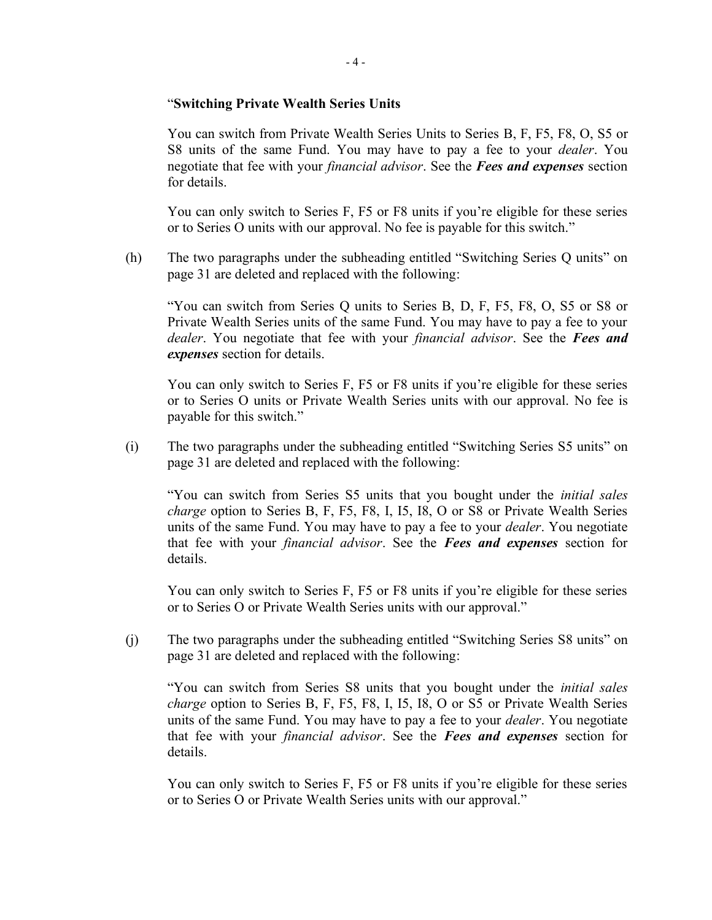"**Switching Private Wealth Series Units**

You can switch from Private Wealth Series Units to Series B, F, F5, F8, O, S5 or S8 units of the same Fund. You may have to pay a fee to your *dealer*. You negotiate that fee with your *financial advisor*. See the ***Fees and expenses*** section for details.

You can only switch to Series F, F5 or F8 units if you're eligible for these series or to Series O units with our approval. No fee is payable for this switch."

(h) The two paragraphs under the subheading entitled "Switching Series Q units" on page 31 are deleted and replaced with the following:

"You can switch from Series Q units to Series B, D, F, F5, F8, O, S5 or S8 or Private Wealth Series units of the same Fund. You may have to pay a fee to your *dealer*. You negotiate that fee with your *financial advisor*. See the ***Fees and expenses*** section for details.

You can only switch to Series F, F5 or F8 units if you're eligible for these series or to Series O units or Private Wealth Series units with our approval. No fee is payable for this switch."

(i) The two paragraphs under the subheading entitled "Switching Series S5 units" on page 31 are deleted and replaced with the following:

"You can switch from Series S5 units that you bought under the *initial sales charge* option to Series B, F, F5, F8, I, I5, I8, O or S8 or Private Wealth Series units of the same Fund. You may have to pay a fee to your *dealer*. You negotiate that fee with your *financial advisor*. See the ***Fees and expenses*** section for details.

You can only switch to Series F, F5 or F8 units if you're eligible for these series or to Series O or Private Wealth Series units with our approval."

(j) The two paragraphs under the subheading entitled "Switching Series S8 units" on page 31 are deleted and replaced with the following:

"You can switch from Series S8 units that you bought under the *initial sales charge* option to Series B, F, F5, F8, I, I5, I8, O or S5 or Private Wealth Series units of the same Fund. You may have to pay a fee to your *dealer*. You negotiate that fee with your *financial advisor*. See the ***Fees and expenses*** section for details.

You can only switch to Series F, F5 or F8 units if you're eligible for these series or to Series O or Private Wealth Series units with our approval."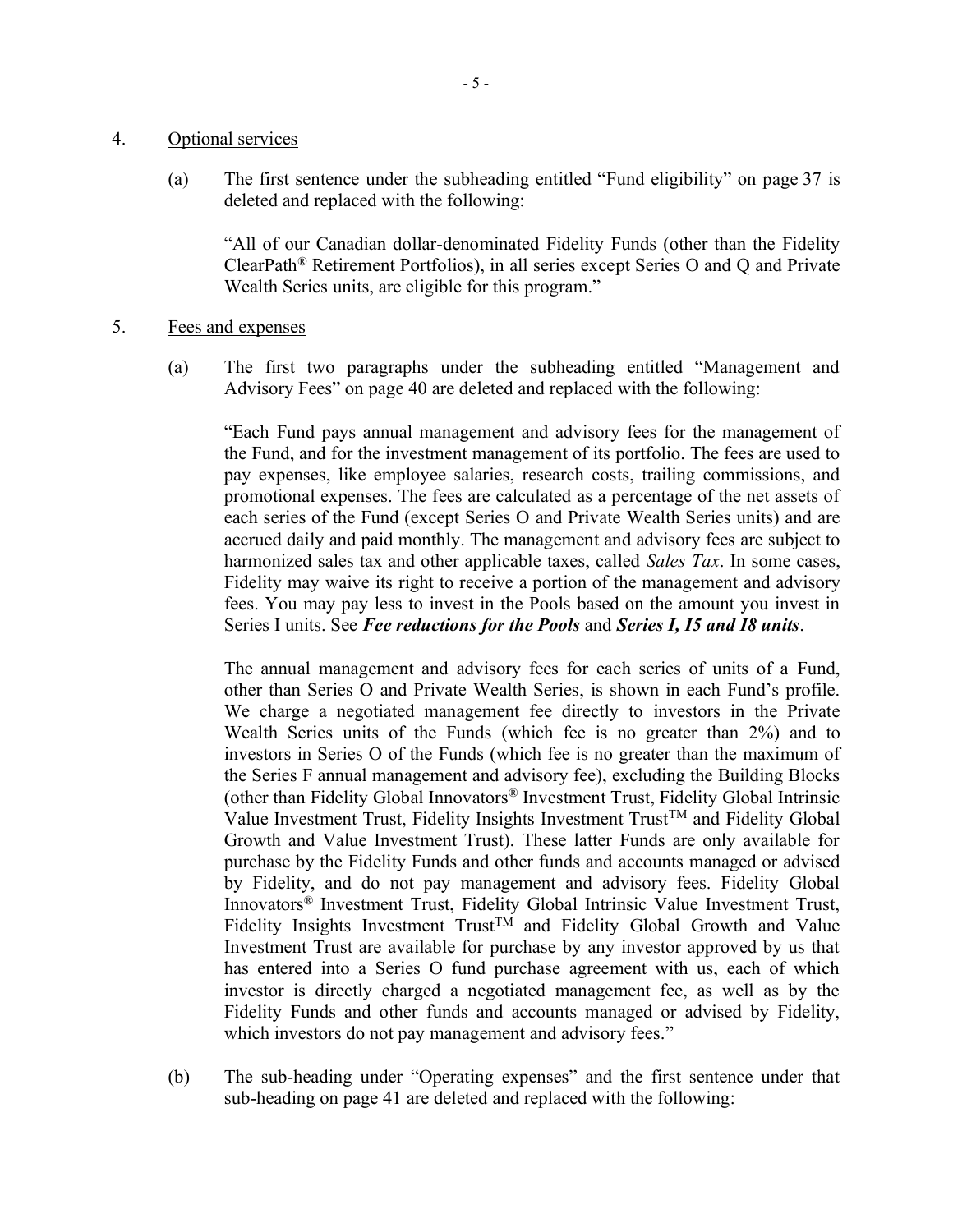4. Optional services

   (a) The first sentence under the subheading entitled "Fund eligibility" on page 37 is deleted and replaced with the following:

   "All of our Canadian dollar-denominated Fidelity Funds (other than the Fidelity ClearPath® Retirement Portfolios), in all series except Series O and Q and Private Wealth Series units, are eligible for this program."

5. Fees and expenses

   (a) The first two paragraphs under the subheading entitled "Management and Advisory Fees" on page 40 are deleted and replaced with the following:

   "Each Fund pays annual management and advisory fees for the management of the Fund, and for the investment management of its portfolio. The fees are used to pay expenses, like employee salaries, research costs, trailing commissions, and promotional expenses. The fees are calculated as a percentage of the net assets of each series of the Fund (except Series O and Private Wealth Series units) and are accrued daily and paid monthly. The management and advisory fees are subject to harmonized sales tax and other applicable taxes, called *Sales Tax*. In some cases, Fidelity may waive its right to receive a portion of the management and advisory fees. You may pay less to invest in the Pools based on the amount you invest in Series I units. See ***Fee reductions for the Pools*** and ***Series I, I5 and I8 units***.

   The annual management and advisory fees for each series of units of a Fund, other than Series O and Private Wealth Series, is shown in each Fund's profile. We charge a negotiated management fee directly to investors in the Private Wealth Series units of the Funds (which fee is no greater than 2%) and to investors in Series O of the Funds (which fee is no greater than the maximum of the Series F annual management and advisory fee), excluding the Building Blocks (other than Fidelity Global Innovators® Investment Trust, Fidelity Global Intrinsic Value Investment Trust, Fidelity Insights Investment Trust™ and Fidelity Global Growth and Value Investment Trust). These latter Funds are only available for purchase by the Fidelity Funds and other funds and accounts managed or advised by Fidelity, and do not pay management and advisory fees. Fidelity Global Innovators® Investment Trust, Fidelity Global Intrinsic Value Investment Trust, Fidelity Insights Investment Trust™ and Fidelity Global Growth and Value Investment Trust are available for purchase by any investor approved by us that has entered into a Series O fund purchase agreement with us, each of which investor is directly charged a negotiated management fee, as well as by the Fidelity Funds and other funds and accounts managed or advised by Fidelity, which investors do not pay management and advisory fees."

   (b) The sub-heading under "Operating expenses" and the first sentence under that sub-heading on page 41 are deleted and replaced with the following: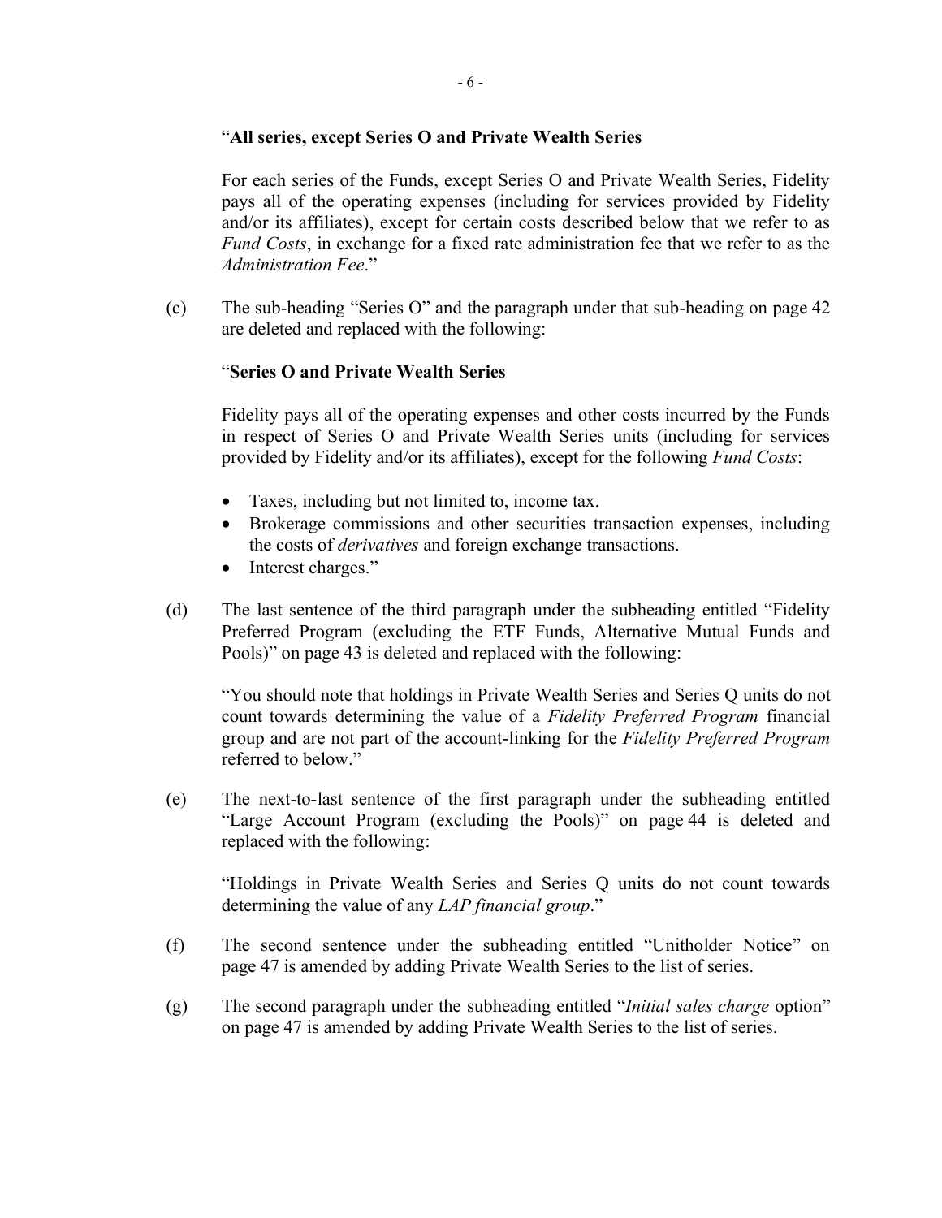"**All series, except Series O and Private Wealth Series**

For each series of the Funds, except Series O and Private Wealth Series, Fidelity pays all of the operating expenses (including for services provided by Fidelity and/or its affiliates), except for certain costs described below that we refer to as *Fund Costs*, in exchange for a fixed rate administration fee that we refer to as the *Administration Fee*."

(c) The sub-heading "Series O" and the paragraph under that sub-heading on page 42 are deleted and replaced with the following:

"**Series O and Private Wealth Series**

Fidelity pays all of the operating expenses and other costs incurred by the Funds in respect of Series O and Private Wealth Series units (including for services provided by Fidelity and/or its affiliates), except for the following *Fund Costs*:

- Taxes, including but not limited to, income tax.
- Brokerage commissions and other securities transaction expenses, including the costs of *derivatives* and foreign exchange transactions.
- Interest charges."

(d) The last sentence of the third paragraph under the subheading entitled "Fidelity Preferred Program (excluding the ETF Funds, Alternative Mutual Funds and Pools)" on page 43 is deleted and replaced with the following:

"You should note that holdings in Private Wealth Series and Series Q units do not count towards determining the value of a *Fidelity Preferred Program* financial group and are not part of the account-linking for the *Fidelity Preferred Program* referred to below."

(e) The next-to-last sentence of the first paragraph under the subheading entitled "Large Account Program (excluding the Pools)" on page 44 is deleted and replaced with the following:

"Holdings in Private Wealth Series and Series Q units do not count towards determining the value of any *LAP financial group*."

(f) The second sentence under the subheading entitled "Unitholder Notice" on page 47 is amended by adding Private Wealth Series to the list of series.

(g) The second paragraph under the subheading entitled "*Initial sales charge* option" on page 47 is amended by adding Private Wealth Series to the list of series.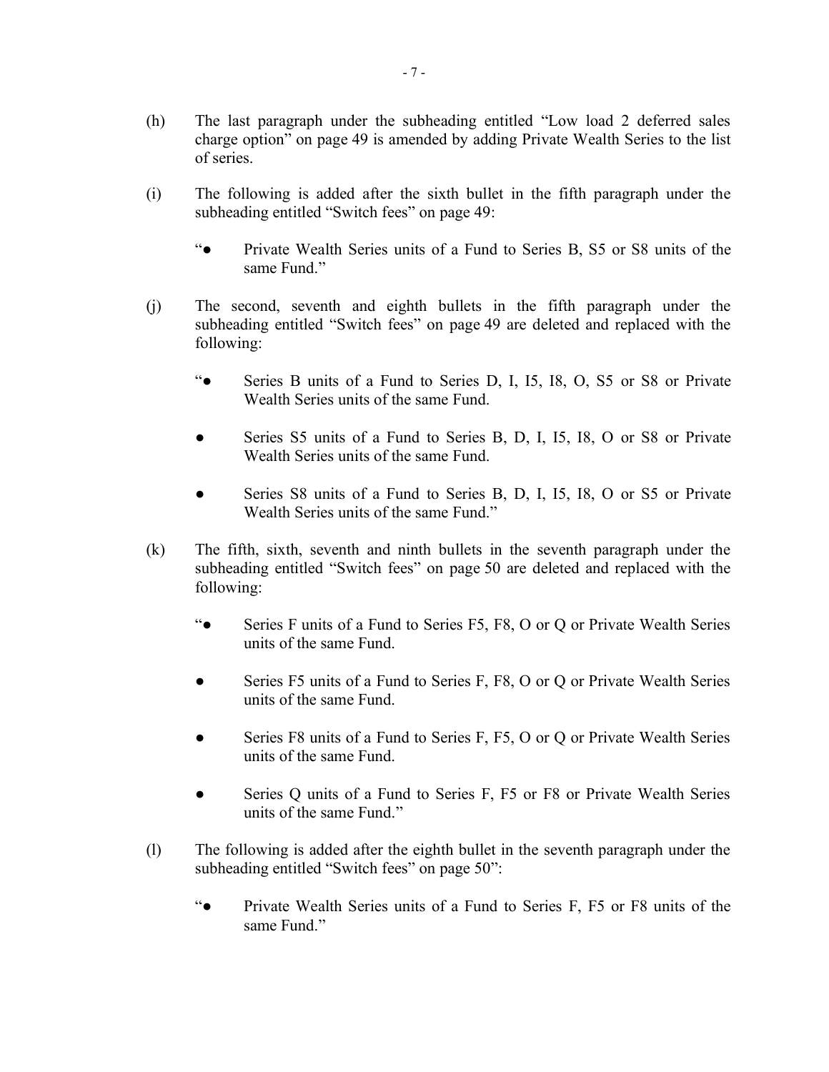(h) The last paragraph under the subheading entitled "Low load 2 deferred sales charge option" on page 49 is amended by adding Private Wealth Series to the list of series.

(i) The following is added after the sixth bullet in the fifth paragraph under the subheading entitled "Switch fees" on page 49:

> "● Private Wealth Series units of a Fund to Series B, S5 or S8 units of the same Fund."

(j) The second, seventh and eighth bullets in the fifth paragraph under the subheading entitled "Switch fees" on page 49 are deleted and replaced with the following:

> "● Series B units of a Fund to Series D, I, I5, I8, O, S5 or S8 or Private Wealth Series units of the same Fund.
>
> ● Series S5 units of a Fund to Series B, D, I, I5, I8, O or S8 or Private Wealth Series units of the same Fund.
>
> ● Series S8 units of a Fund to Series B, D, I, I5, I8, O or S5 or Private Wealth Series units of the same Fund."

(k) The fifth, sixth, seventh and ninth bullets in the seventh paragraph under the subheading entitled "Switch fees" on page 50 are deleted and replaced with the following:

> "● Series F units of a Fund to Series F5, F8, O or Q or Private Wealth Series units of the same Fund.
>
> ● Series F5 units of a Fund to Series F, F8, O or Q or Private Wealth Series units of the same Fund.
>
> ● Series F8 units of a Fund to Series F, F5, O or Q or Private Wealth Series units of the same Fund.
>
> ● Series Q units of a Fund to Series F, F5 or F8 or Private Wealth Series units of the same Fund."

(l) The following is added after the eighth bullet in the seventh paragraph under the subheading entitled "Switch fees" on page 50":

> "● Private Wealth Series units of a Fund to Series F, F5 or F8 units of the same Fund."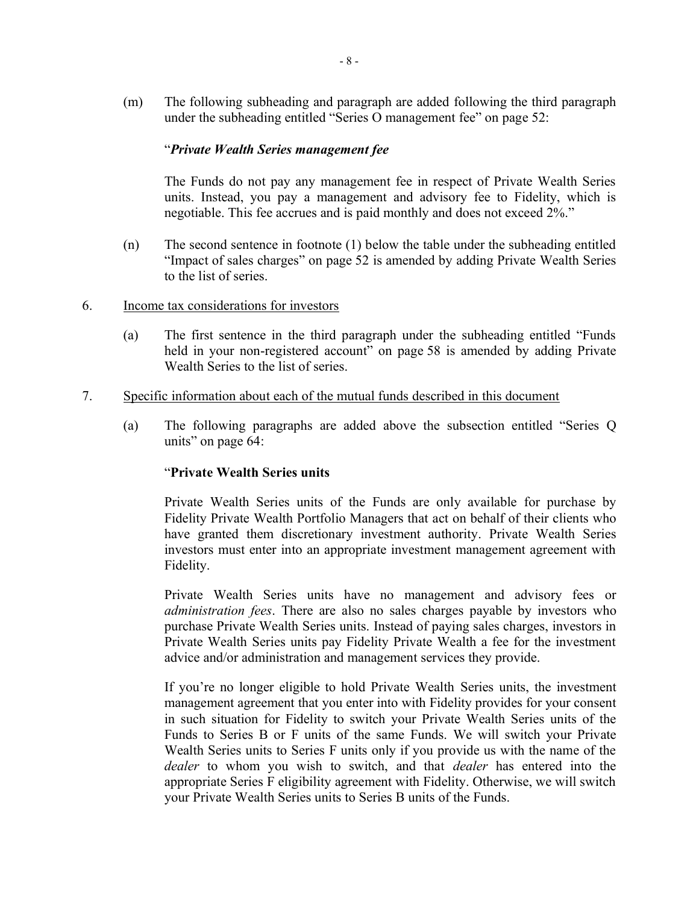(m) The following subheading and paragraph are added following the third paragraph under the subheading entitled "Series O management fee" on page 52:

"***Private Wealth Series management fee***

The Funds do not pay any management fee in respect of Private Wealth Series units. Instead, you pay a management and advisory fee to Fidelity, which is negotiable. This fee accrues and is paid monthly and does not exceed 2%."

(n) The second sentence in footnote (1) below the table under the subheading entitled "Impact of sales charges" on page 52 is amended by adding Private Wealth Series to the list of series.

6. Income tax considerations for investors

(a) The first sentence in the third paragraph under the subheading entitled "Funds held in your non-registered account" on page 58 is amended by adding Private Wealth Series to the list of series.

7. Specific information about each of the mutual funds described in this document

(a) The following paragraphs are added above the subsection entitled "Series Q units" on page 64:

"**Private Wealth Series units**

Private Wealth Series units of the Funds are only available for purchase by Fidelity Private Wealth Portfolio Managers that act on behalf of their clients who have granted them discretionary investment authority. Private Wealth Series investors must enter into an appropriate investment management agreement with Fidelity.

Private Wealth Series units have no management and advisory fees or *administration fees*. There are also no sales charges payable by investors who purchase Private Wealth Series units. Instead of paying sales charges, investors in Private Wealth Series units pay Fidelity Private Wealth a fee for the investment advice and/or administration and management services they provide.

If you're no longer eligible to hold Private Wealth Series units, the investment management agreement that you enter into with Fidelity provides for your consent in such situation for Fidelity to switch your Private Wealth Series units of the Funds to Series B or F units of the same Funds. We will switch your Private Wealth Series units to Series F units only if you provide us with the name of the *dealer* to whom you wish to switch, and that *dealer* has entered into the appropriate Series F eligibility agreement with Fidelity. Otherwise, we will switch your Private Wealth Series units to Series B units of the Funds.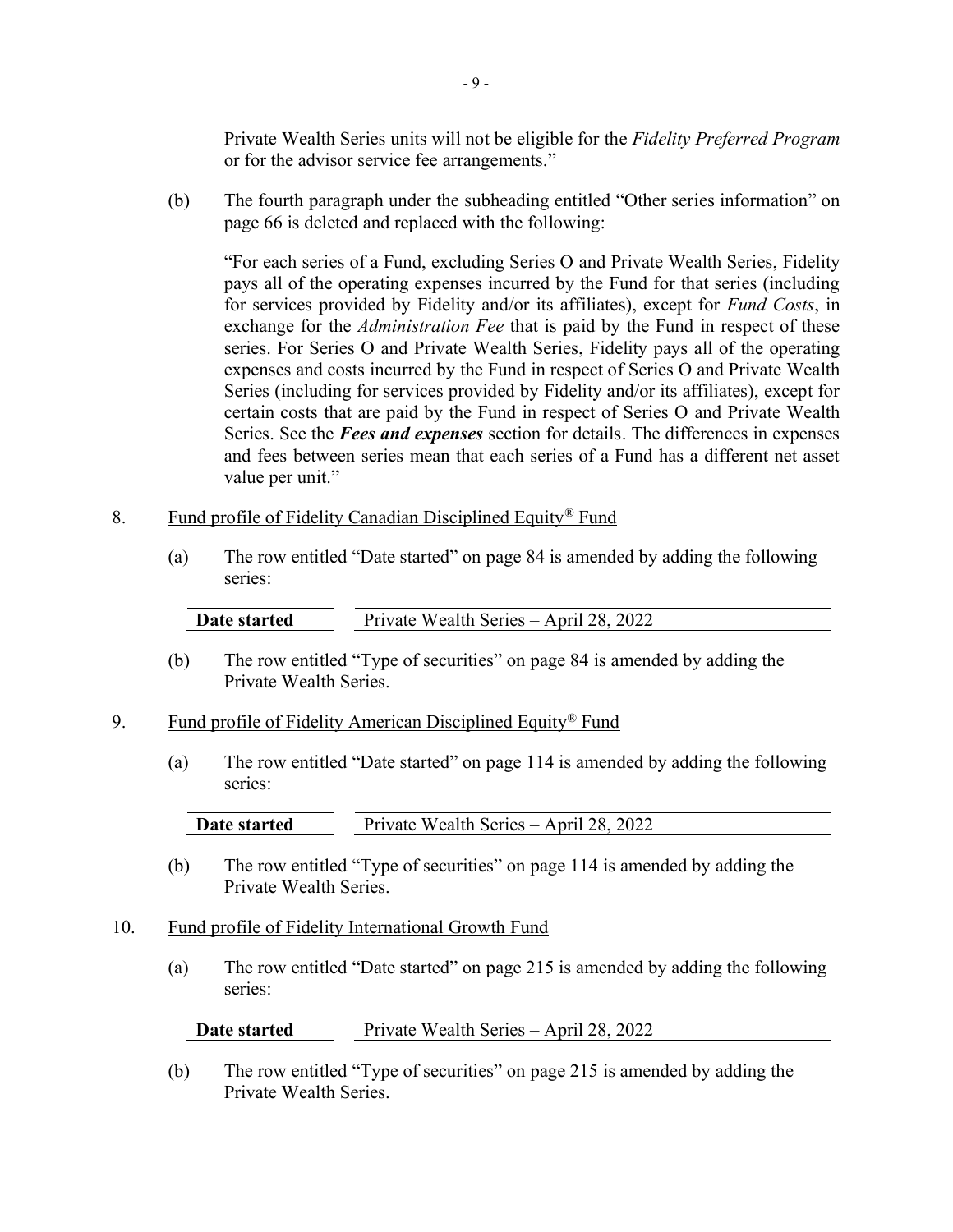Private Wealth Series units will not be eligible for the *Fidelity Preferred Program* or for the advisor service fee arrangements."

(b) The fourth paragraph under the subheading entitled "Other series information" on page 66 is deleted and replaced with the following:

"For each series of a Fund, excluding Series O and Private Wealth Series, Fidelity pays all of the operating expenses incurred by the Fund for that series (including for services provided by Fidelity and/or its affiliates), except for *Fund Costs*, in exchange for the *Administration Fee* that is paid by the Fund in respect of these series. For Series O and Private Wealth Series, Fidelity pays all of the operating expenses and costs incurred by the Fund in respect of Series O and Private Wealth Series (including for services provided by Fidelity and/or its affiliates), except for certain costs that are paid by the Fund in respect of Series O and Private Wealth Series. See the ***Fees and expenses*** section for details. The differences in expenses and fees between series mean that each series of a Fund has a different net asset value per unit."

8. Fund profile of Fidelity Canadian Disciplined Equity® Fund

(a) The row entitled "Date started" on page 84 is amended by adding the following series:

| **Date started** | Private Wealth Series – April 28, 2022 |
|---|---|

(b) The row entitled "Type of securities" on page 84 is amended by adding the Private Wealth Series.

9. Fund profile of Fidelity American Disciplined Equity® Fund

(a) The row entitled "Date started" on page 114 is amended by adding the following series:

| **Date started** | Private Wealth Series – April 28, 2022 |
|---|---|

(b) The row entitled "Type of securities" on page 114 is amended by adding the Private Wealth Series.

10. Fund profile of Fidelity International Growth Fund

(a) The row entitled "Date started" on page 215 is amended by adding the following series:

| **Date started** | Private Wealth Series – April 28, 2022 |
|---|---|

(b) The row entitled "Type of securities" on page 215 is amended by adding the Private Wealth Series.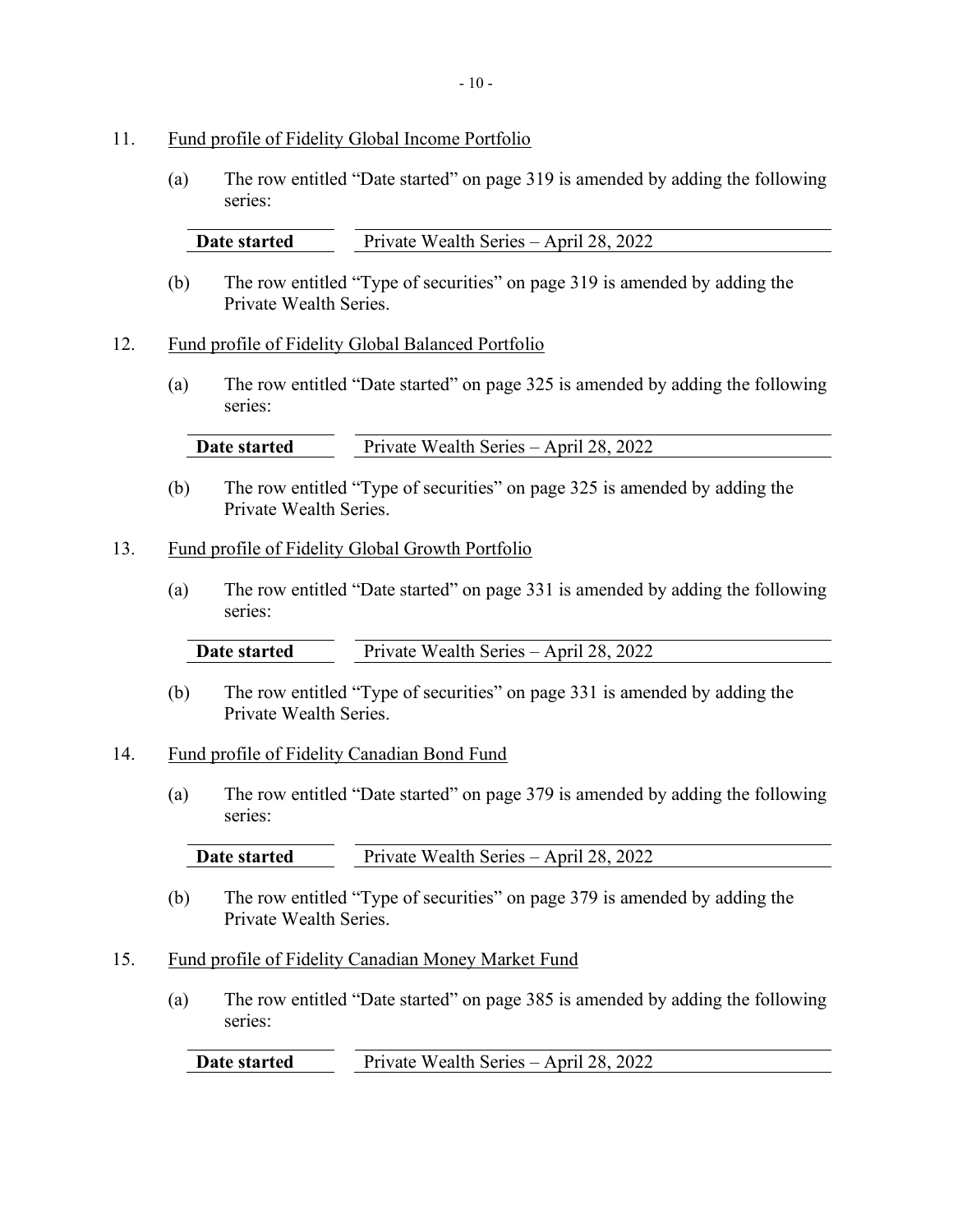11. Fund profile of Fidelity Global Income Portfolio

    (a) The row entitled "Date started" on page 319 is amended by adding the following series:

| **Date started** | Private Wealth Series – April 28, 2022 |
|---|---|

    (b) The row entitled "Type of securities" on page 319 is amended by adding the Private Wealth Series.

12. Fund profile of Fidelity Global Balanced Portfolio

    (a) The row entitled "Date started" on page 325 is amended by adding the following series:

| **Date started** | Private Wealth Series – April 28, 2022 |
|---|---|

    (b) The row entitled "Type of securities" on page 325 is amended by adding the Private Wealth Series.

13. Fund profile of Fidelity Global Growth Portfolio

    (a) The row entitled "Date started" on page 331 is amended by adding the following series:

| **Date started** | Private Wealth Series – April 28, 2022 |
|---|---|

    (b) The row entitled "Type of securities" on page 331 is amended by adding the Private Wealth Series.

14. Fund profile of Fidelity Canadian Bond Fund

    (a) The row entitled "Date started" on page 379 is amended by adding the following series:

| **Date started** | Private Wealth Series – April 28, 2022 |
|---|---|

    (b) The row entitled "Type of securities" on page 379 is amended by adding the Private Wealth Series.

15. Fund profile of Fidelity Canadian Money Market Fund

    (a) The row entitled "Date started" on page 385 is amended by adding the following series:

| **Date started** | Private Wealth Series – April 28, 2022 |
|---|---|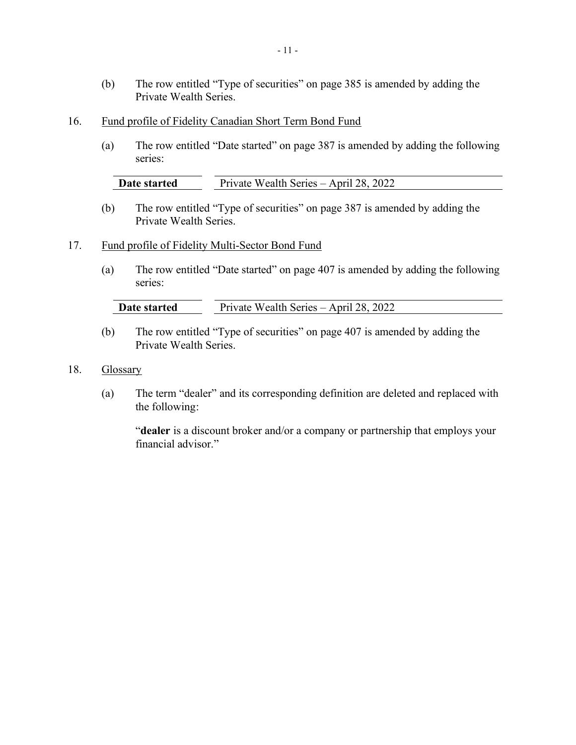(b) The row entitled “Type of securities” on page 385 is amended by adding the Private Wealth Series.

16. <u>Fund profile of Fidelity Canadian Short Term Bond Fund</u>

(a) The row entitled “Date started” on page 387 is amended by adding the following series:

| **Date started** | Private Wealth Series – April 28, 2022 |
|---|---|

(b) The row entitled “Type of securities” on page 387 is amended by adding the Private Wealth Series.

17. <u>Fund profile of Fidelity Multi-Sector Bond Fund</u>

(a) The row entitled “Date started” on page 407 is amended by adding the following series:

| **Date started** | Private Wealth Series – April 28, 2022 |
|---|---|

(b) The row entitled “Type of securities” on page 407 is amended by adding the Private Wealth Series.

18. <u>Glossary</u>

(a) The term “dealer” and its corresponding definition are deleted and replaced with the following:

“**dealer** is a discount broker and/or a company or partnership that employs your financial advisor.”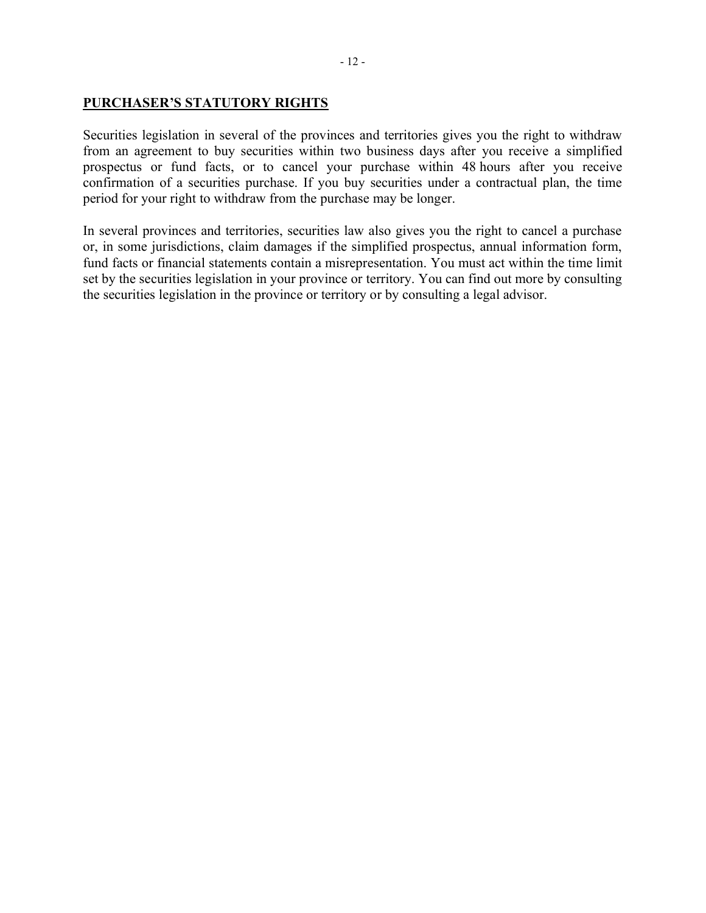## PURCHASER'S STATUTORY RIGHTS

Securities legislation in several of the provinces and territories gives you the right to withdraw from an agreement to buy securities within two business days after you receive a simplified prospectus or fund facts, or to cancel your purchase within 48 hours after you receive confirmation of a securities purchase. If you buy securities under a contractual plan, the time period for your right to withdraw from the purchase may be longer.

In several provinces and territories, securities law also gives you the right to cancel a purchase or, in some jurisdictions, claim damages if the simplified prospectus, annual information form, fund facts or financial statements contain a misrepresentation. You must act within the time limit set by the securities legislation in your province or territory. You can find out more by consulting the securities legislation in the province or territory or by consulting a legal advisor.